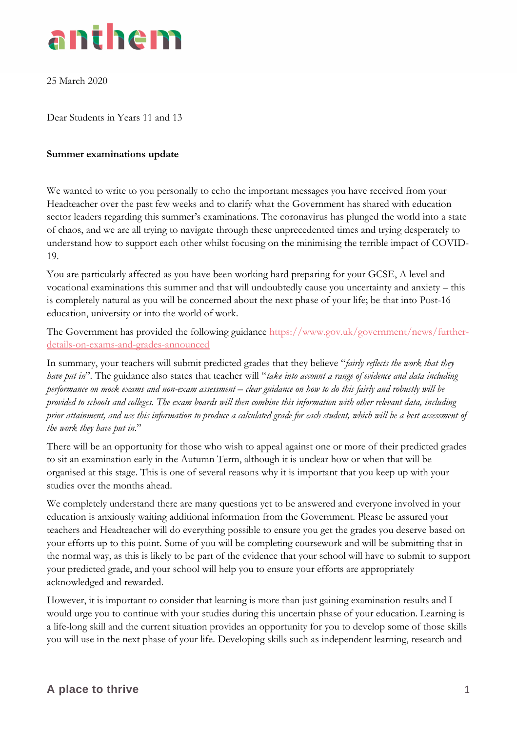anthem

25 March 2020

Dear Students in Years 11 and 13

**Summer examinations update**

We wanted to write to you personally to echo the important messages you have received from your Headteacher over the past few weeks and to clarify what the Government has shared with education sector leaders regarding this summer's examinations. The coronavirus has plunged the world into a state of chaos, and we are all trying to navigate through these unprecedented times and trying desperately to understand how to support each other whilst focusing on the minimising the terrible impact of COVID-19.

You are particularly affected as you have been working hard preparing for your GCSE, A level and vocational examinations this summer and that will undoubtedly cause you uncertainty and anxiety – this is completely natural as you will be concerned about the next phase of your life; be that into Post-16 education, university or into the world of work.

The Government has provided the following guidance [https://www.gov.uk/government/news/further-details-on-exams-and-grades-announced](https://www.gov.uk/government/news/further-details-on-exams-and-grades-announced)

In summary, your teachers will submit predicted grades that they believe "*fairly reflects the work that they have put in*". The guidance also states that teacher will "*take into account a range of evidence and data including performance on mock exams and non-exam assessment – clear guidance on how to do this fairly and robustly will be provided to schools and colleges. The exam boards will then combine this information with other relevant data, including prior attainment, and use this information to produce a calculated grade for each student, which will be a best assessment of the work they have put in.*"

There will be an opportunity for those who wish to appeal against one or more of their predicted grades to sit an examination early in the Autumn Term, although it is unclear how or when that will be organised at this stage. This is one of several reasons why it is important that you keep up with your studies over the months ahead.

We completely understand there are many questions yet to be answered and everyone involved in your education is anxiously waiting additional information from the Government. Please be assured your teachers and Headteacher will do everything possible to ensure you get the grades you deserve based on your efforts up to this point. Some of you will be completing coursework and will be submitting that in the normal way, as this is likely to be part of the evidence that your school will have to submit to support your predicted grade, and your school will help you to ensure your efforts are appropriately acknowledged and rewarded.

However, it is important to consider that learning is more than just gaining examination results and I would urge you to continue with your studies during this uncertain phase of your education. Learning is a life-long skill and the current situation provides an opportunity for you to develop some of those skills you will use in the next phase of your life. Developing skills such as independent learning, research and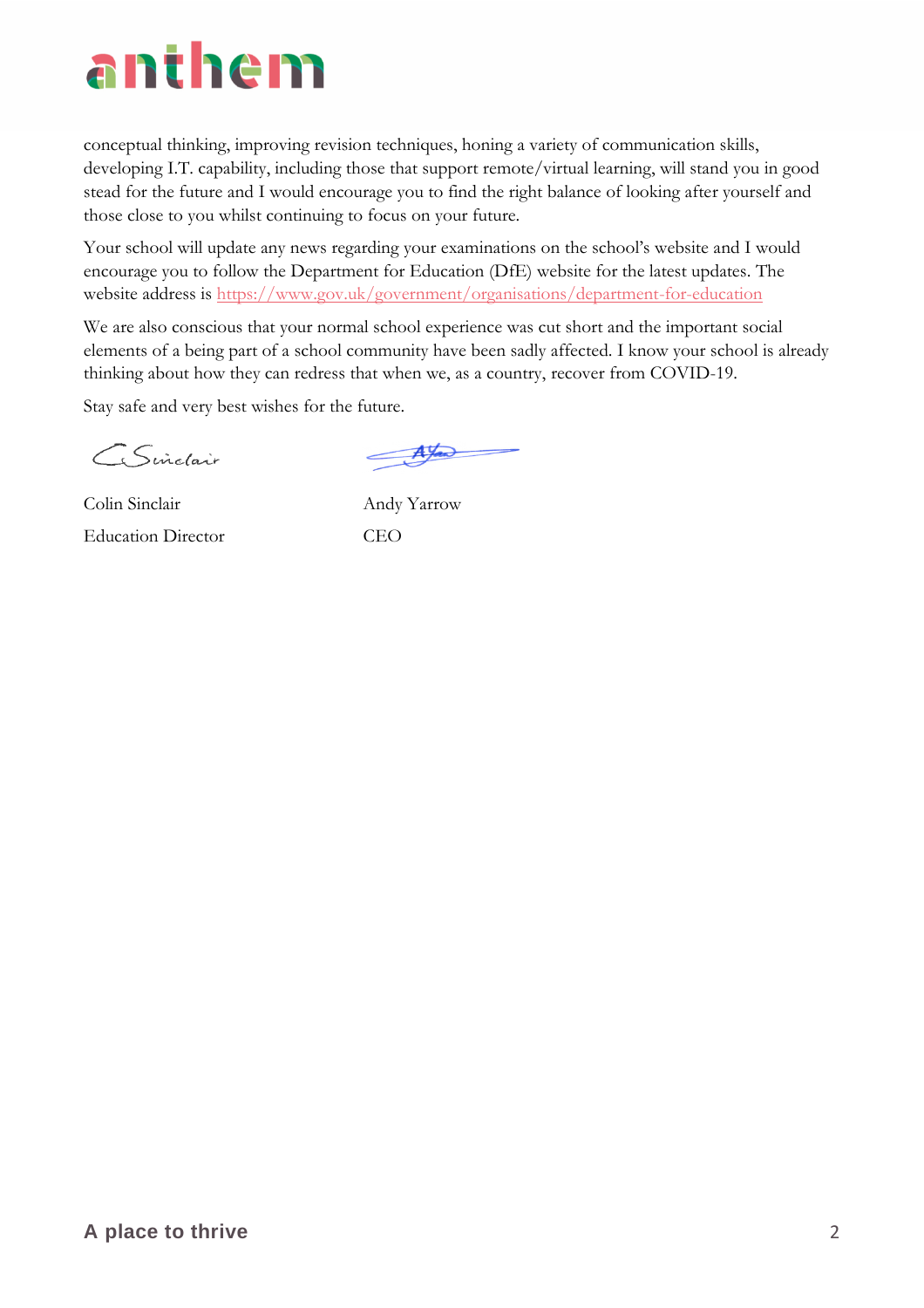conceptual thinking, improving revision techniques, honing a variety of communication skills, developing I.T. capability, including those that support remote/virtual learning, will stand you in good stead for the future and I would encourage you to find the right balance of looking after yourself and those close to you whilst continuing to focus on your future.

Your school will update any news regarding your examinations on the school's website and I would encourage you to follow the Department for Education (DfE) website for the latest updates. The website address is https://www.gov.uk/government/organisations/department-for-education

We are also conscious that your normal school experience was cut short and the important social elements of a being part of a school community have been sadly affected. I know your school is already thinking about how they can redress that when we, as a country, recover from COVID-19.

Stay safe and very best wishes for the future.

| | |
|---|---|
| Colin Sinclair | Andy Yarrow |
| Education Director | CEO |

A place to thrive